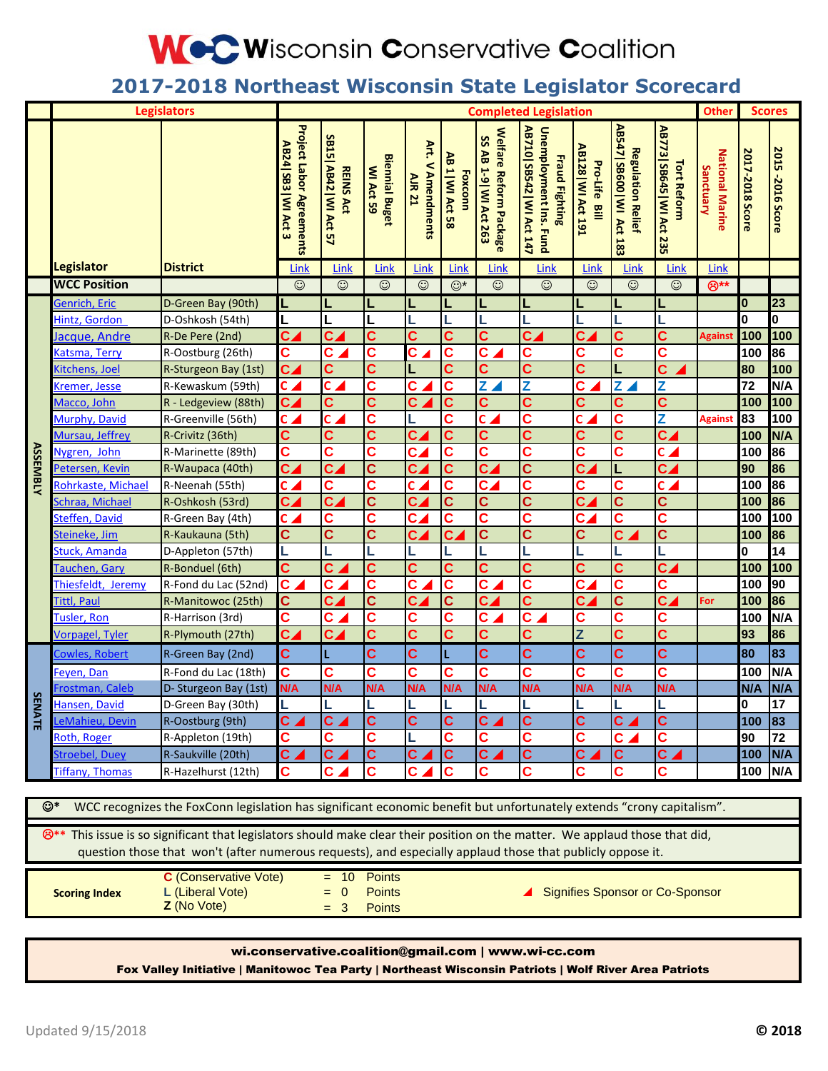# Wisconsin Conservative Coalition

## 2017-2018 Northeast Wisconsin State Legislator Scorecard

| | Legislators | | Completed Legislation | | | | | | | | | | Other | Scores | |
|---|---|---|---|---|---|---|---|---|---|---|---|---|---|---|---|
| | Legislator | District | Project Labor Agreements AB24 \| SB3 \| WI Act 3 | REINS Act SB15 \| AB42 \| WI Act 57 | Biennial Buget WI Act 59 | Art. V Amendments AJR 21 | Foxconn AB 1 \| WI Act 58 | Welfare Reform Package SS AB 1-9 \| WI Act 263 | Unemployment Ins. Fund Fraud Fighting AB710 \| SB542 \| WI Act 147 | Pro-Life Bill AB128 \| WI Act 191 | Regulation Relief AB547 \| SB600 \| WI Act 183 | Tort Reform AB773 \| SB645 \| WI Act 235 | National Marine Sanctuary | 2017-2018 Score | 2015-2016 Score |
| | | | Link | Link | Link | Link | Link | Link | Link | Link | Link | Link | Link | | |
| | WCC Position | | ☺ | ☺ | ☺ | ☺ | ☺* | ☺ | ☺ | ☺ | ☺ | ☺ | ☹** | | |
| ASSEMBLY | Genrich, Eric | D-Green Bay (90th) | L | L | L | L | L | L | L | L | L | L | | 0 | 23 |
| | Hintz, Gordon | D-Oshkosh (54th) | L | L | L | L | L | L | L | L | L | L | | 0 | 0 |
| | Jacque, Andre | R-De Pere (2nd) | C◢ | C◢ | C | C | C | C | C◢ | C◢ | C | C | Against | 100 | 100 |
| | Katsma, Terry | R-Oostburg (26th) | C | C◢ | C | C◢ | C | C◢ | C | C | C | C | | 100 | 86 |
| | Kitchens, Joel | R-Sturgeon Bay (1st) | C◢ | C | C | L | C | C | C | C | L | C◢ | | 80 | 100 |
| | Kremer, Jesse | R-Kewaskum (59th) | C◢ | C◢ | C | C◢ | C | Z◢ | Z | C◢ | Z◢ | Z | | 72 | N/A |
| | Macco, John | R - Ledgeview (88th) | C◢ | C | C | C◢ | C | C | C | C | C | C | | 100 | 100 |
| | Murphy, David | R-Greenville (56th) | C◢ | C◢ | C | L | C | C◢ | C | C◢ | C | Z | Against | 83 | 100 |
| | Mursau, Jeffrey | R-Crivitz (36th) | C | C | C | C◢ | C | C | C | C | C | C◢ | | 100 | N/A |
| | Nygren, John | R-Marinette (89th) | C | C | C | C◢ | C | C | C | C | C | C◢ | | 100 | 86 |
| | Petersen, Kevin | R-Waupaca (40th) | C◢ | C◢ | C | C◢ | C | C◢ | C | C◢ | L | C◢ | | 90 | 86 |
| | Rohrkaste, Michael | R-Neenah (55th) | C◢ | C | C | C◢ | C | C◢ | C | C | C | C◢ | | 100 | 86 |
| | Schraa, Michael | R-Oshkosh (53rd) | C◢ | C◢ | C | C◢ | C | C | C | C◢ | C | C | | 100 | 86 |
| | Steffen, David | R-Green Bay (4th) | C◢ | C | C | C◢ | C | C | C | C◢ | C | C | | 100 | 100 |
| | Steineke, Jim | R-Kaukauna (5th) | C | C | C | C◢ | C◢ | C | C | C | C◢ | C | | 100 | 86 |
| | Stuck, Amanda | D-Appleton (57th) | L | L | L | L | L | L | L | L | L | L | | 0 | 14 |
| | Tauchen, Gary | R-Bonduel (6th) | C | C◢ | C | C | C | C | C | C | C | C◢ | | 100 | 100 |
| | Thiesfeldt, Jeremy | R-Fond du Lac (52nd) | C◢ | C◢ | C | C◢ | C | C◢ | C | C◢ | C | C | | 100 | 90 |
| | Tittl, Paul | R-Manitowoc (25th) | C | C◢ | C | C◢ | C | C◢ | C | C◢ | C | C◢ | For | 100 | 86 |
| | Tusler, Ron | R-Harrison (3rd) | C | C◢ | C | C | C | C◢ | C◢ | C | C | C | | 100 | N/A |
| | Vorpagel, Tyler | R-Plymouth (27th) | C◢ | C◢ | C | C | C | C | C | Z | C | C | | 93 | 86 |
| SENATE | Cowles, Robert | R-Green Bay (2nd) | C | L | C | C | L | C | C | C | C | C | | 80 | 83 |
| | Feyen, Dan | R-Fond du Lac (18th) | C | C | C | C | C | C | C | C | C | C | | 100 | N/A |
| | Frostman, Caleb | D- Sturgeon Bay (1st) | N/A | N/A | N/A | N/A | N/A | N/A | N/A | N/A | N/A | N/A | | N/A | N/A |
| | Hansen, David | D-Green Bay (30th) | L | L | L | L | L | L | L | L | L | L | | 0 | 17 |
| | LeMahieu, Devin | R-Oostburg (9th) | C◢ | C◢ | C | C | C | C◢ | C | C | C◢ | C | | 100 | 83 |
| | Roth, Roger | R-Appleton (19th) | C | C | C | L | C | C | C | C | C◢ | C | | 90 | 72 |
| | Stroebel, Duey | R-Saukville (20th) | C◢ | C◢ | C | C◢ | C | C◢ | C | C◢ | C | C◢ | | 100 | N/A |
| | Tiffany, Thomas | R-Hazelhurst (12th) | C | C◢ | C | C◢ | C | C | C | C | C | C | | 100 | N/A |

☺* WCC recognizes the FoxConn legislation has significant economic benefit but unfortunately extends "crony capitalism".

☹** This issue is so significant that legislators should make clear their position on the matter. We applaud those that did, question those that won't (after numerous requests), and especially applaud those that publicly oppose it.

**Scoring Index**

| | | | |
|---|---|---|---|
| C (Conservative Vote) | = | 10 | Points |
| L (Liberal Vote) | = | 0 | Points |
| Z (No Vote) | = | 3 | Points |

◢ Signifies Sponsor or Co-Sponsor

**wi.conservative.coalition@gmail.com | www.wi-cc.com**

**Fox Valley Initiative | Manitowoc Tea Party | Northeast Wisconsin Patriots | Wolf River Area Patriots**

Updated 9/15/2018

© 2018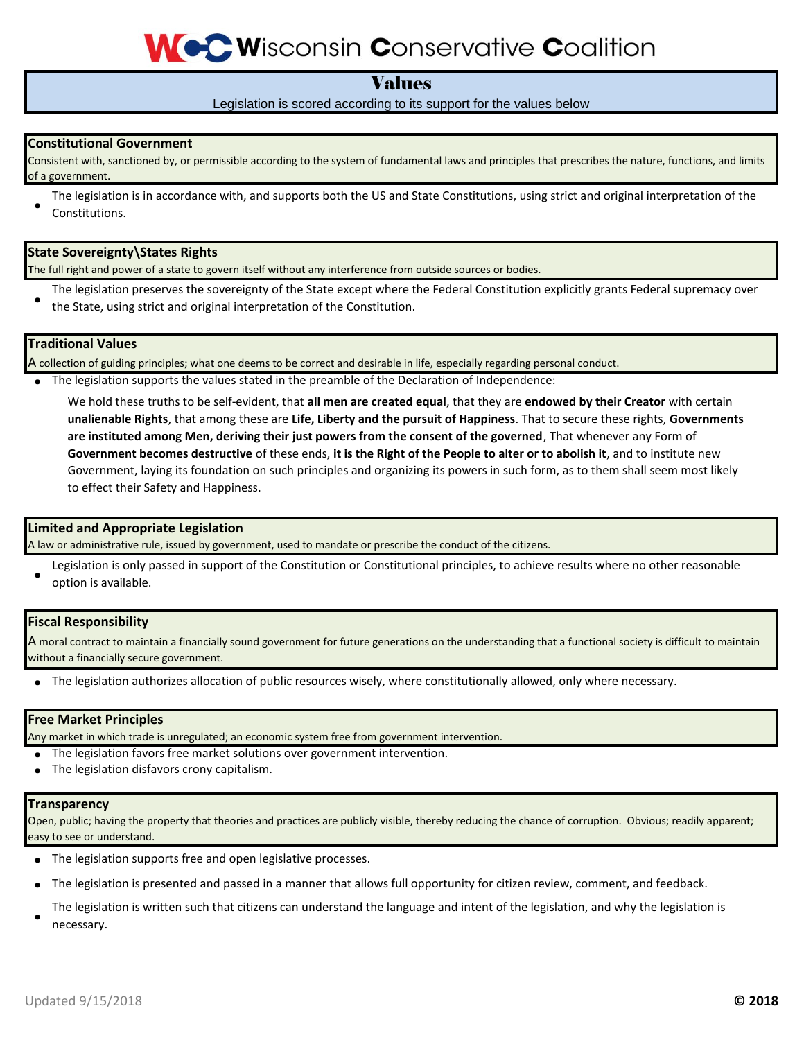# Wisconsin Conservative Coalition

## Values

Legislation is scored according to its support for the values below

### Constitutional Government

Consistent with, sanctioned by, or permissible according to the system of fundamental laws and principles that prescribes the nature, functions, and limits of a government.

- The legislation is in accordance with, and supports both the US and State Constitutions, using strict and original interpretation of the Constitutions.

### State Sovereignty\States Rights

The full right and power of a state to govern itself without any interference from outside sources or bodies.

- The legislation preserves the sovereignty of the State except where the Federal Constitution explicitly grants Federal supremacy over the State, using strict and original interpretation of the Constitution.

### Traditional Values

A collection of guiding principles; what one deems to be correct and desirable in life, especially regarding personal conduct.

- The legislation supports the values stated in the preamble of the Declaration of Independence:

  We hold these truths to be self-evident, that **all men are created equal**, that they are **endowed by their Creator** with certain **unalienable Rights**, that among these are **Life, Liberty and the pursuit of Happiness**. That to secure these rights, **Governments are instituted among Men, deriving their just powers from the consent of the governed**, That whenever any Form of **Government becomes destructive** of these ends, **it is the Right of the People to alter or to abolish it**, and to institute new Government, laying its foundation on such principles and organizing its powers in such form, as to them shall seem most likely to effect their Safety and Happiness.

### Limited and Appropriate Legislation

A law or administrative rule, issued by government, used to mandate or prescribe the conduct of the citizens.

- Legislation is only passed in support of the Constitution or Constitutional principles, to achieve results where no other reasonable option is available.

### Fiscal Responsibility

A moral contract to maintain a financially sound government for future generations on the understanding that a functional society is difficult to maintain without a financially secure government.

- The legislation authorizes allocation of public resources wisely, where constitutionally allowed, only where necessary.

### Free Market Principles

Any market in which trade is unregulated; an economic system free from government intervention.

- The legislation favors free market solutions over government intervention.
- The legislation disfavors crony capitalism.

### Transparency

Open, public; having the property that theories and practices are publicly visible, thereby reducing the chance of corruption. Obvious; readily apparent; easy to see or understand.

- The legislation supports free and open legislative processes.
- The legislation is presented and passed in a manner that allows full opportunity for citizen review, comment, and feedback.
- The legislation is written such that citizens can understand the language and intent of the legislation, and why the legislation is necessary.

Updated 9/15/2018

**© 2018**